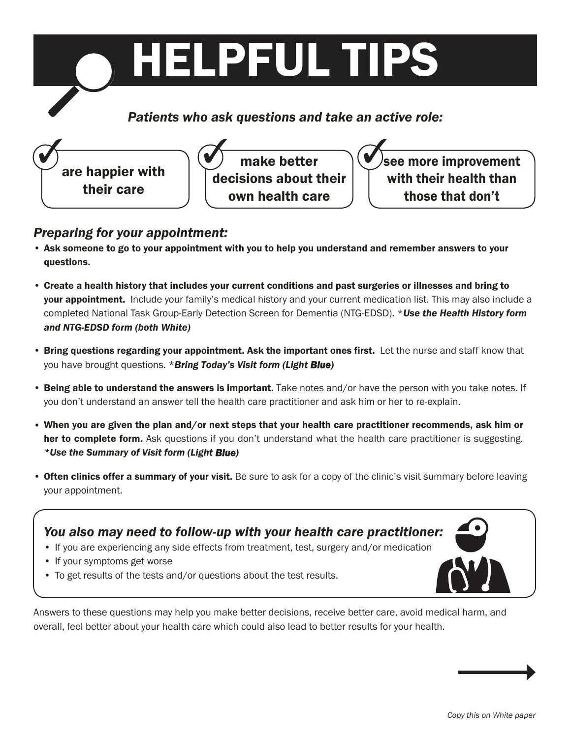# HELPFUL TIPS

*Patients who ask questions and take an active role:*

- ✔ are happier with their care
- ✔ make better decisions about their own health care
- ✔ see more improvement with their health than those that don't

## *Preparing for your appointment:*

- **Ask someone to go to your appointment with you to help you understand and remember answers to your questions.**
- **Create a health history that includes your current conditions and past surgeries or illnesses and bring to your appointment.** Include your family's medical history and your current medication list. This may also include a completed National Task Group-Early Detection Screen for Dementia (NTG-EDSD). ****Use the Health History form and NTG-EDSD form (both White)***
- **Bring questions regarding your appointment. Ask the important ones first.** Let the nurse and staff know that you have brought questions. ****Bring Today's Visit form (Light Blue)***
- **Being able to understand the answers is important.** Take notes and/or have the person with you take notes. If you don't understand an answer tell the health care practitioner and ask him or her to re-explain.
- **When you are given the plan and/or next steps that your health care practitioner recommends, ask him or her to complete form.** Ask questions if you don't understand what the health care practitioner is suggesting. ****Use the Summary of Visit form (Light Blue)***
- **Often clinics offer a summary of your visit.** Be sure to ask for a copy of the clinic's visit summary before leaving your appointment.

### *You also may need to follow-up with your health care practitioner:*

- If you are experiencing any side effects from treatment, test, surgery and/or medication
- If your symptoms get worse
- To get results of the tests and/or questions about the test results.

Answers to these questions may help you make better decisions, receive better care, avoid medical harm, and overall, feel better about your health care which could also lead to better results for your health.

*Copy this on White paper*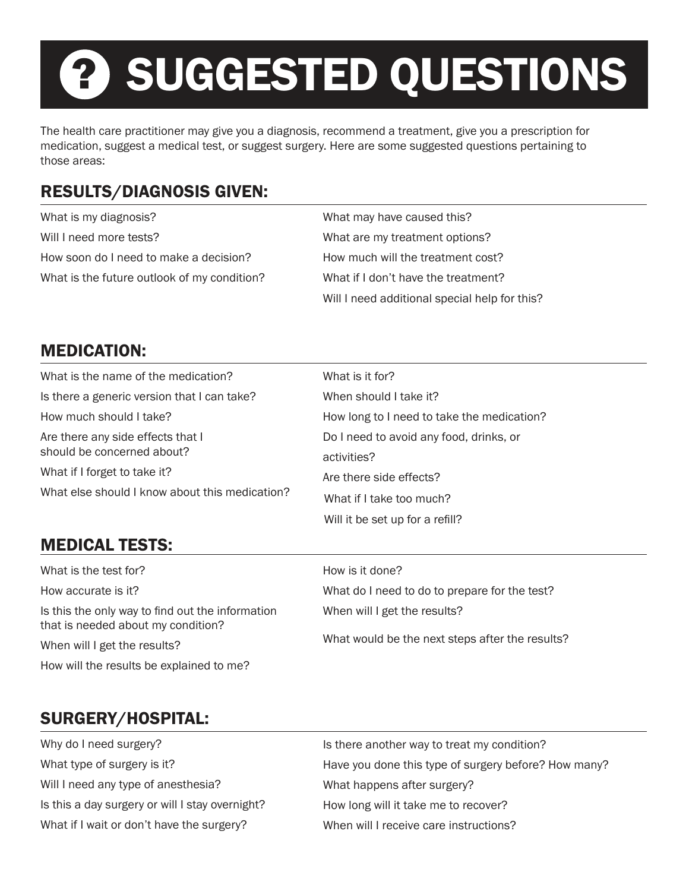# ? SUGGESTED QUESTIONS

The health care practitioner may give you a diagnosis, recommend a treatment, give you a prescription for medication, suggest a medical test, or suggest surgery. Here are some suggested questions pertaining to those areas:

## RESULTS/DIAGNOSIS GIVEN:

What is my diagnosis?

Will I need more tests?

How soon do I need to make a decision?

What is the future outlook of my condition?

What may have caused this?

What are my treatment options?

How much will the treatment cost?

What if I don't have the treatment?

Will I need additional special help for this?

## MEDICATION:

What is the name of the medication?

Is there a generic version that I can take?

How much should I take?

Are there any side effects that I should be concerned about?

What if I forget to take it?

What else should I know about this medication?

What is it for?

When should I take it?

How long to I need to take the medication?

Do I need to avoid any food, drinks, or activities?

Are there side effects?

What if I take too much?

Will it be set up for a refill?

## MEDICAL TESTS:

What is the test for?

How accurate is it?

Is this the only way to find out the information that is needed about my condition?

When will I get the results?

How will the results be explained to me?

How is it done?

What do I need to do to prepare for the test?

When will I get the results?

What would be the next steps after the results?

## SURGERY/HOSPITAL:

Why do I need surgery?

What type of surgery is it?

Will I need any type of anesthesia?

Is this a day surgery or will I stay overnight?

What if I wait or don't have the surgery?

Is there another way to treat my condition?

Have you done this type of surgery before? How many?

What happens after surgery?

How long will it take me to recover?

When will I receive care instructions?